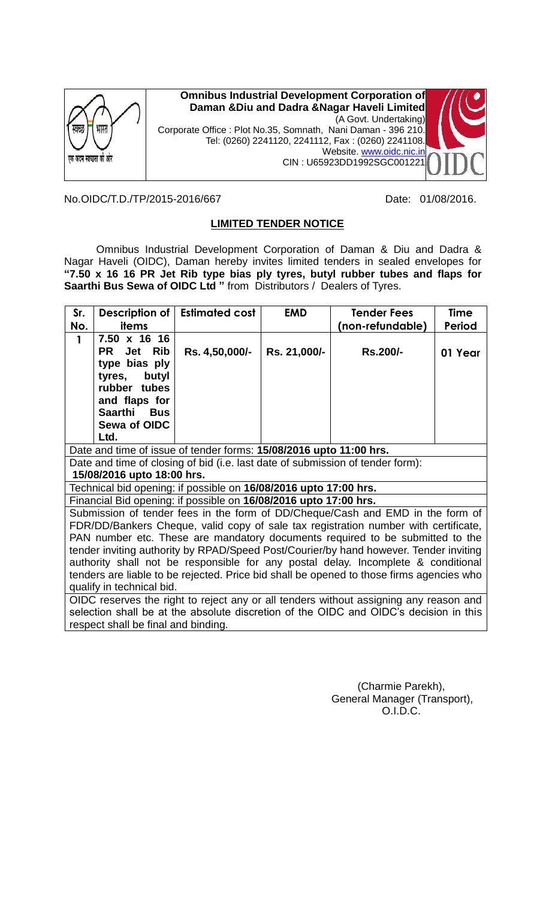स्वच्छ भारत

एक कदम स्वच्छता की ओर

**Omnibus Industrial Development Corporation of Daman &Diu and Dadra &Nagar Haveli Limited**

(A Govt. Undertaking)

Corporate Office : Plot No.35, Somnath, Nani Daman - 396 210.

Tel: (0260) 2241120, 2241112, Fax : (0260) 2241108.

Website. www.oidc.nic.in

CIN : U65923DD1992SGC001221

OIDC

No.OIDC/T.D./TP/2015-2016/667 Date: 01/08/2016.

## LIMITED TENDER NOTICE

Omnibus Industrial Development Corporation of Daman & Diu and Dadra & Nagar Haveli (OIDC), Daman hereby invites limited tenders in sealed envelopes for **"7.50 x 16 16 PR Jet Rib type bias ply tyres, butyl rubber tubes and flaps for Saarthi Bus Sewa of OIDC Ltd "** from Distributors / Dealers of Tyres.

| Sr. No. | Description of items | Estimated cost | EMD | Tender Fees (non-refundable) | Time Period |
|---|---|---|---|---|---|
| 1 | **7.50 x 16 16 PR Jet Rib type bias ply tyres, butyl rubber tubes and flaps for Saarthi Bus Sewa of OIDC Ltd.** | **Rs. 4,50,000/-** | **Rs. 21,000/-** | **Rs.200/-** | **01 Year** |
| Date and time of issue of tender forms: **15/08/2016 upto 11:00 hrs.** | | | | | |
| Date and time of closing of bid (i.e. last date of submission of tender form): **15/08/2016 upto 18:00 hrs.** | | | | | |
| Technical bid opening: if possible on **16/08/2016 upto 17:00 hrs.** | | | | | |
| Financial Bid opening: if possible on **16/08/2016 upto 17:00 hrs.** | | | | | |
| Submission of tender fees in the form of DD/Cheque/Cash and EMD in the form of FDR/DD/Bankers Cheque, valid copy of sale tax registration number with certificate, PAN number etc. These are mandatory documents required to be submitted to the tender inviting authority by RPAD/Speed Post/Courier/by hand however. Tender inviting authority shall not be responsible for any postal delay. Incomplete & conditional tenders are liable to be rejected. Price bid shall be opened to those firms agencies who qualify in technical bid. | | | | | |
| OIDC reserves the right to reject any or all tenders without assigning any reason and selection shall be at the absolute discretion of the OIDC and OIDC's decision in this respect shall be final and binding. | | | | | |

(Charmie Parekh),
General Manager (Transport),
O.I.D.C.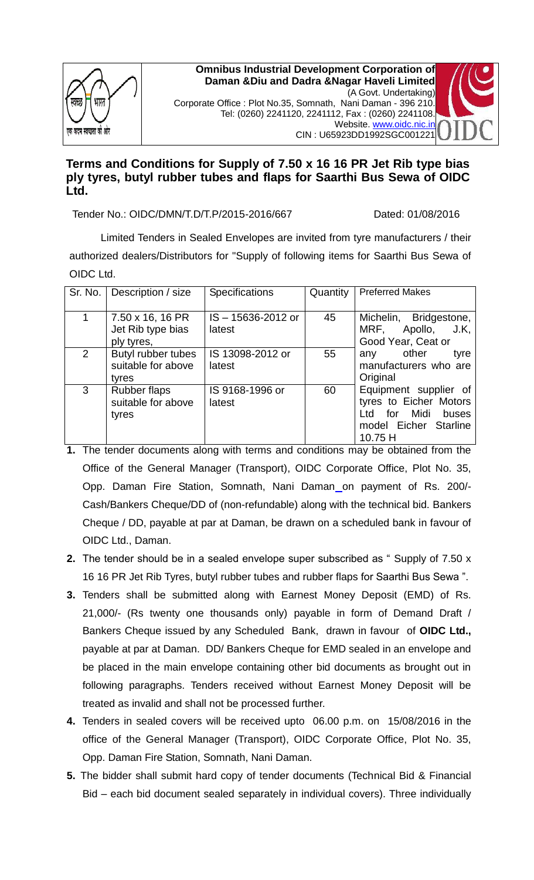**Omnibus Industrial Development Corporation of Daman &Diu and Dadra &Nagar Haveli Limited**
(A Govt. Undertaking)
Corporate Office : Plot No.35, Somnath, Nani Daman - 396 210.
Tel: (0260) 2241120, 2241112, Fax : (0260) 2241108.
Website. www.oidc.nic.in
CIN : U65923DD1992SGC001221

## Terms and Conditions for Supply of 7.50 x 16 16 PR Jet Rib type bias ply tyres, butyl rubber tubes and flaps for Saarthi Bus Sewa of OIDC Ltd.

Tender No.: OIDC/DMN/T.D/T.P/2015-2016/667 Dated: 01/08/2016

Limited Tenders in Sealed Envelopes are invited from tyre manufacturers / their authorized dealers/Distributors for "Supply of following items for Saarthi Bus Sewa of OIDC Ltd.

| Sr. No. | Description / size | Specifications | Quantity | Preferred Makes |
|---|---|---|---|---|
| 1 | 7.50 x 16, 16 PR Jet Rib type bias ply tyres, | IS – 15636-2012 or latest | 45 | Michelin, Bridgestone, MRF, Apollo, J.K, Good Year, Ceat or any other tyre manufacturers who are Original Equipment supplier of tyres to Eicher Motors Ltd for Midi buses model Eicher Starline 10.75 H |
| 2 | Butyl rubber tubes suitable for above tyres | IS 13098-2012 or latest | 55 | |
| 3 | Rubber flaps suitable for above tyres | IS 9168-1996 or latest | 60 | |

1. The tender documents along with terms and conditions may be obtained from the Office of the General Manager (Transport), OIDC Corporate Office, Plot No. 35, Opp. Daman Fire Station, Somnath, Nani Daman on payment of Rs. 200/- Cash/Bankers Cheque/DD of (non-refundable) along with the technical bid. Bankers Cheque / DD, payable at par at Daman, be drawn on a scheduled bank in favour of OIDC Ltd., Daman.
2. The tender should be in a sealed envelope super subscribed as " Supply of 7.50 x 16 16 PR Jet Rib Tyres, butyl rubber tubes and rubber flaps for Saarthi Bus Sewa ".
3. Tenders shall be submitted along with Earnest Money Deposit (EMD) of Rs. 21,000/- (Rs twenty one thousands only) payable in form of Demand Draft / Bankers Cheque issued by any Scheduled Bank, drawn in favour of **OIDC Ltd.,** payable at par at Daman. DD/ Bankers Cheque for EMD sealed in an envelope and be placed in the main envelope containing other bid documents as brought out in following paragraphs. Tenders received without Earnest Money Deposit will be treated as invalid and shall not be processed further.
4. Tenders in sealed covers will be received upto 06.00 p.m. on 15/08/2016 in the office of the General Manager (Transport), OIDC Corporate Office, Plot No. 35, Opp. Daman Fire Station, Somnath, Nani Daman.
5. The bidder shall submit hard copy of tender documents (Technical Bid & Financial Bid – each bid document sealed separately in individual covers). Three individually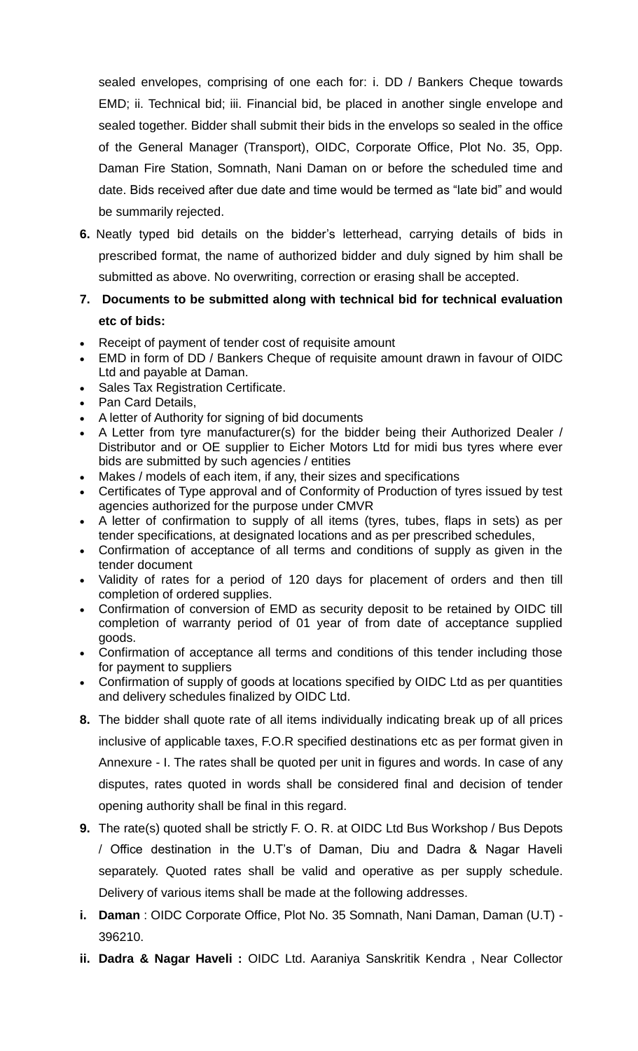sealed envelopes, comprising of one each for: i. DD / Bankers Cheque towards EMD; ii. Technical bid; iii. Financial bid, be placed in another single envelope and sealed together. Bidder shall submit their bids in the envelops so sealed in the office of the General Manager (Transport), OIDC, Corporate Office, Plot No. 35, Opp. Daman Fire Station, Somnath, Nani Daman on or before the scheduled time and date. Bids received after due date and time would be termed as "late bid" and would be summarily rejected.

**6.** Neatly typed bid details on the bidder's letterhead, carrying details of bids in prescribed format, the name of authorized bidder and duly signed by him shall be submitted as above. No overwriting, correction or erasing shall be accepted.

**7. Documents to be submitted along with technical bid for technical evaluation etc of bids:**

- Receipt of payment of tender cost of requisite amount
- EMD in form of DD / Bankers Cheque of requisite amount drawn in favour of OIDC Ltd and payable at Daman.
- Sales Tax Registration Certificate.
- Pan Card Details,
- A letter of Authority for signing of bid documents
- A Letter from tyre manufacturer(s) for the bidder being their Authorized Dealer / Distributor and or OE supplier to Eicher Motors Ltd for midi bus tyres where ever bids are submitted by such agencies / entities
- Makes / models of each item, if any, their sizes and specifications
- Certificates of Type approval and of Conformity of Production of tyres issued by test agencies authorized for the purpose under CMVR
- A letter of confirmation to supply of all items (tyres, tubes, flaps in sets) as per tender specifications, at designated locations and as per prescribed schedules,
- Confirmation of acceptance of all terms and conditions of supply as given in the tender document
- Validity of rates for a period of 120 days for placement of orders and then till completion of ordered supplies.
- Confirmation of conversion of EMD as security deposit to be retained by OIDC till completion of warranty period of 01 year of from date of acceptance supplied goods.
- Confirmation of acceptance all terms and conditions of this tender including those for payment to suppliers
- Confirmation of supply of goods at locations specified by OIDC Ltd as per quantities and delivery schedules finalized by OIDC Ltd.

**8.** The bidder shall quote rate of all items individually indicating break up of all prices inclusive of applicable taxes, F.O.R specified destinations etc as per format given in Annexure - I. The rates shall be quoted per unit in figures and words. In case of any disputes, rates quoted in words shall be considered final and decision of tender opening authority shall be final in this regard.

**9.** The rate(s) quoted shall be strictly F. O. R. at OIDC Ltd Bus Workshop / Bus Depots / Office destination in the U.T's of Daman, Diu and Dadra & Nagar Haveli separately. Quoted rates shall be valid and operative as per supply schedule. Delivery of various items shall be made at the following addresses.

**i. Daman** : OIDC Corporate Office, Plot No. 35 Somnath, Nani Daman, Daman (U.T) - 396210.

**ii. Dadra & Nagar Haveli :** OIDC Ltd. Aaraniya Sanskritik Kendra , Near Collector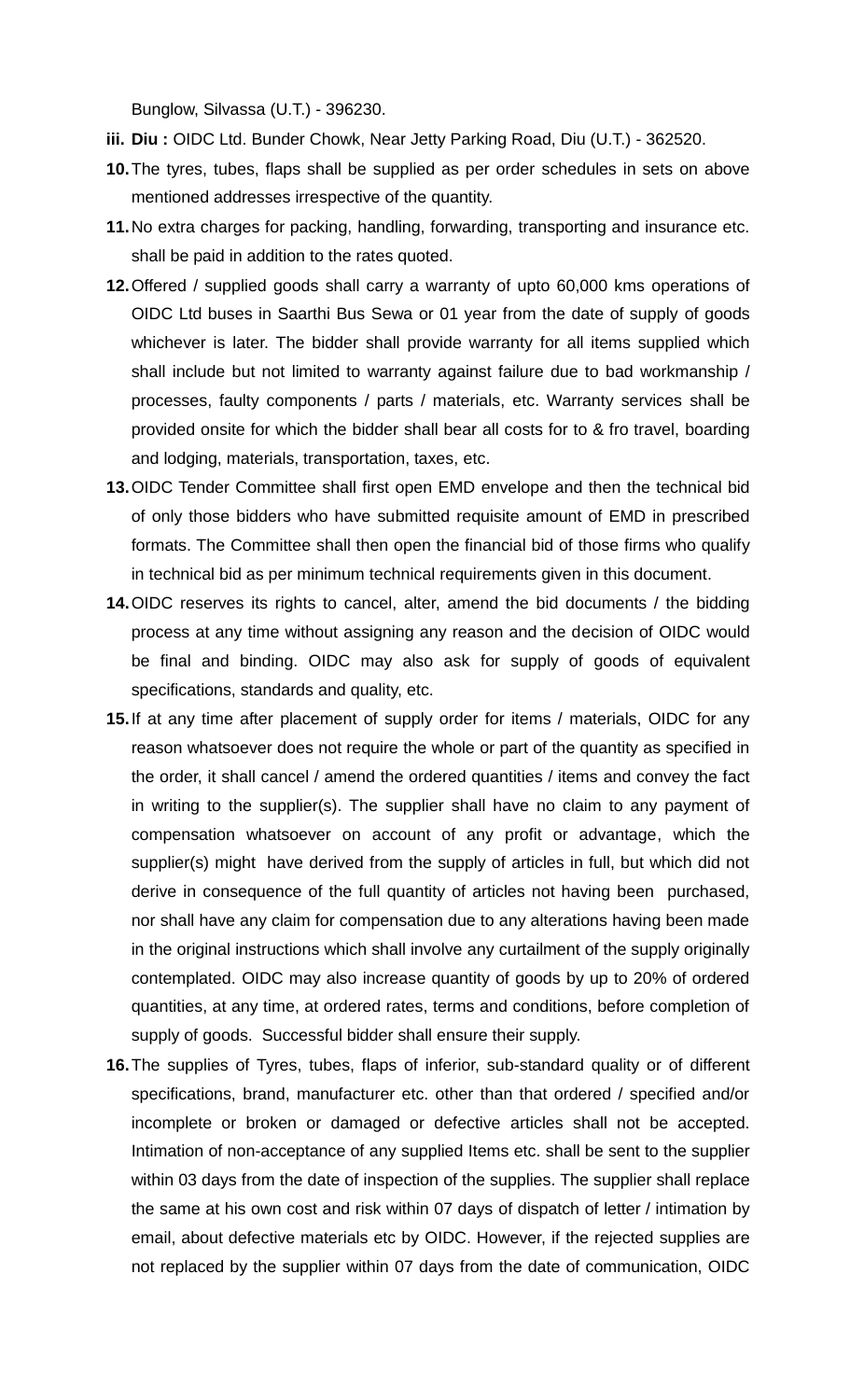Bunglow, Silvassa (U.T.) - 396230.

**iii. Diu :** OIDC Ltd. Bunder Chowk, Near Jetty Parking Road, Diu (U.T.) - 362520.

**10.** The tyres, tubes, flaps shall be supplied as per order schedules in sets on above mentioned addresses irrespective of the quantity.

**11.** No extra charges for packing, handling, forwarding, transporting and insurance etc. shall be paid in addition to the rates quoted.

**12.** Offered / supplied goods shall carry a warranty of upto 60,000 kms operations of OIDC Ltd buses in Saarthi Bus Sewa or 01 year from the date of supply of goods whichever is later. The bidder shall provide warranty for all items supplied which shall include but not limited to warranty against failure due to bad workmanship / processes, faulty components / parts / materials, etc. Warranty services shall be provided onsite for which the bidder shall bear all costs for to & fro travel, boarding and lodging, materials, transportation, taxes, etc.

**13.** OIDC Tender Committee shall first open EMD envelope and then the technical bid of only those bidders who have submitted requisite amount of EMD in prescribed formats. The Committee shall then open the financial bid of those firms who qualify in technical bid as per minimum technical requirements given in this document.

**14.** OIDC reserves its rights to cancel, alter, amend the bid documents / the bidding process at any time without assigning any reason and the decision of OIDC would be final and binding. OIDC may also ask for supply of goods of equivalent specifications, standards and quality, etc.

**15.** If at any time after placement of supply order for items / materials, OIDC for any reason whatsoever does not require the whole or part of the quantity as specified in the order, it shall cancel / amend the ordered quantities / items and convey the fact in writing to the supplier(s). The supplier shall have no claim to any payment of compensation whatsoever on account of any profit or advantage, which the supplier(s) might have derived from the supply of articles in full, but which did not derive in consequence of the full quantity of articles not having been purchased, nor shall have any claim for compensation due to any alterations having been made in the original instructions which shall involve any curtailment of the supply originally contemplated. OIDC may also increase quantity of goods by up to 20% of ordered quantities, at any time, at ordered rates, terms and conditions, before completion of supply of goods. Successful bidder shall ensure their supply.

**16.** The supplies of Tyres, tubes, flaps of inferior, sub-standard quality or of different specifications, brand, manufacturer etc. other than that ordered / specified and/or incomplete or broken or damaged or defective articles shall not be accepted. Intimation of non-acceptance of any supplied Items etc. shall be sent to the supplier within 03 days from the date of inspection of the supplies. The supplier shall replace the same at his own cost and risk within 07 days of dispatch of letter / intimation by email, about defective materials etc by OIDC. However, if the rejected supplies are not replaced by the supplier within 07 days from the date of communication, OIDC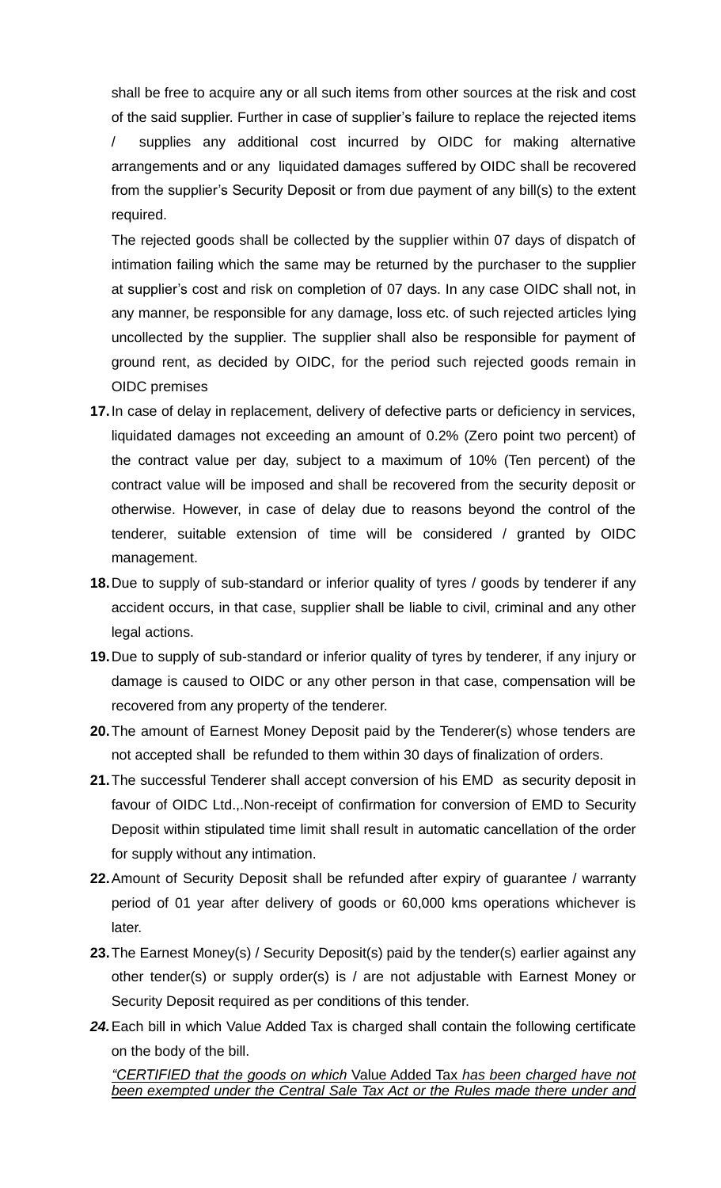shall be free to acquire any or all such items from other sources at the risk and cost of the said supplier. Further in case of supplier's failure to replace the rejected items / supplies any additional cost incurred by OIDC for making alternative arrangements and or any liquidated damages suffered by OIDC shall be recovered from the supplier's Security Deposit or from due payment of any bill(s) to the extent required.

The rejected goods shall be collected by the supplier within 07 days of dispatch of intimation failing which the same may be returned by the purchaser to the supplier at supplier's cost and risk on completion of 07 days. In any case OIDC shall not, in any manner, be responsible for any damage, loss etc. of such rejected articles lying uncollected by the supplier. The supplier shall also be responsible for payment of ground rent, as decided by OIDC, for the period such rejected goods remain in OIDC premises

**17.** In case of delay in replacement, delivery of defective parts or deficiency in services, liquidated damages not exceeding an amount of 0.2% (Zero point two percent) of the contract value per day, subject to a maximum of 10% (Ten percent) of the contract value will be imposed and shall be recovered from the security deposit or otherwise. However, in case of delay due to reasons beyond the control of the tenderer, suitable extension of time will be considered / granted by OIDC management.

**18.** Due to supply of sub-standard or inferior quality of tyres / goods by tenderer if any accident occurs, in that case, supplier shall be liable to civil, criminal and any other legal actions.

**19.** Due to supply of sub-standard or inferior quality of tyres by tenderer, if any injury or damage is caused to OIDC or any other person in that case, compensation will be recovered from any property of the tenderer.

**20.** The amount of Earnest Money Deposit paid by the Tenderer(s) whose tenders are not accepted shall be refunded to them within 30 days of finalization of orders.

**21.** The successful Tenderer shall accept conversion of his EMD as security deposit in favour of OIDC Ltd.,.Non-receipt of confirmation for conversion of EMD to Security Deposit within stipulated time limit shall result in automatic cancellation of the order for supply without any intimation.

**22.** Amount of Security Deposit shall be refunded after expiry of guarantee / warranty period of 01 year after delivery of goods or 60,000 kms operations whichever is later.

**23.** The Earnest Money(s) / Security Deposit(s) paid by the tender(s) earlier against any other tender(s) or supply order(s) is / are not adjustable with Earnest Money or Security Deposit required as per conditions of this tender.

***24.*** Each bill in which Value Added Tax is charged shall contain the following certificate on the body of the bill.

*"CERTIFIED that the goods on which* Value Added Tax *has been charged have not been exempted under the Central Sale Tax Act or the Rules made there under and*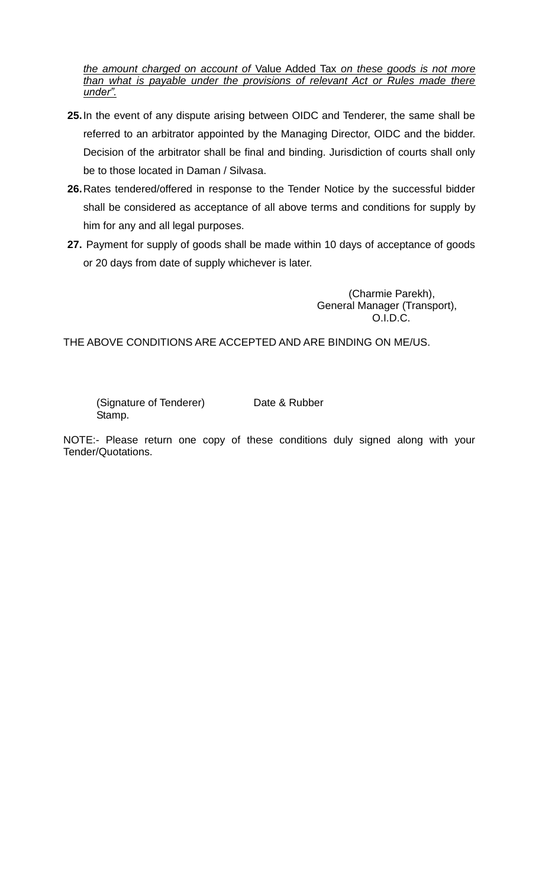*the amount charged on account of* Value Added Tax *on these goods is not more than what is payable under the provisions of relevant Act or Rules made there under".*

**25.** In the event of any dispute arising between OIDC and Tenderer, the same shall be referred to an arbitrator appointed by the Managing Director, OIDC and the bidder. Decision of the arbitrator shall be final and binding. Jurisdiction of courts shall only be to those located in Daman / Silvasa.

**26.** Rates tendered/offered in response to the Tender Notice by the successful bidder shall be considered as acceptance of all above terms and conditions for supply by him for any and all legal purposes.

**27.** Payment for supply of goods shall be made within 10 days of acceptance of goods or 20 days from date of supply whichever is later.

(Charmie Parekh),
General Manager (Transport),
O.I.D.C.

THE ABOVE CONDITIONS ARE ACCEPTED AND ARE BINDING ON ME/US.

(Signature of Tenderer) Date & Rubber Stamp.

NOTE:- Please return one copy of these conditions duly signed along with your Tender/Quotations.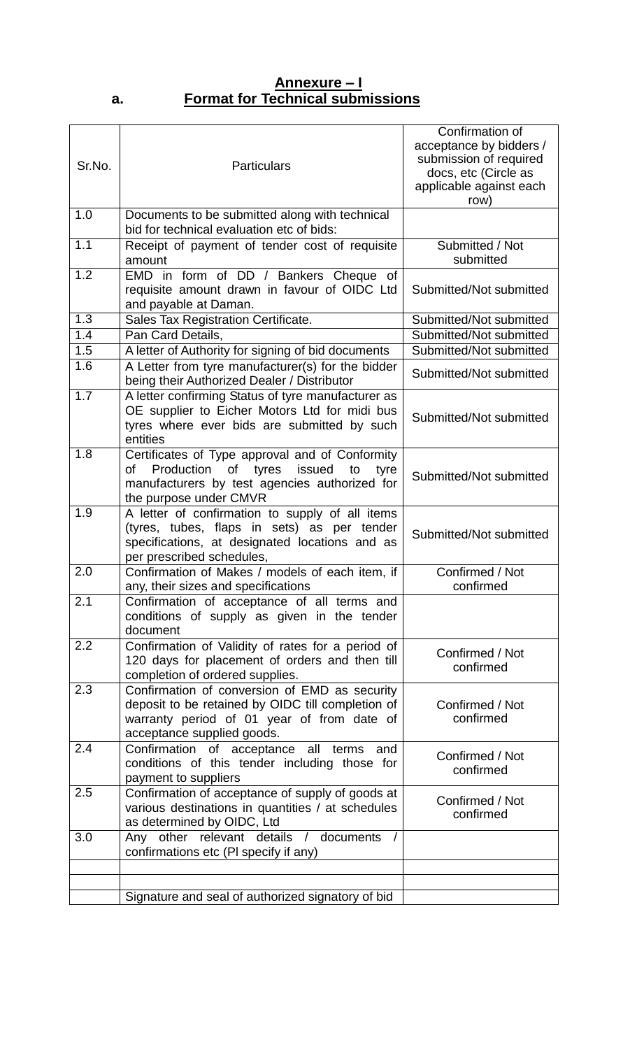# Annexure – I

## a. Format for Technical submissions

| Sr.No. | Particulars | Confirmation of acceptance by bidders / submission of required docs, etc (Circle as applicable against each row) |
|---|---|---|
| 1.0 | Documents to be submitted along with technical bid for technical evaluation etc of bids: | |
| 1.1 | Receipt of payment of tender cost of requisite amount | Submitted / Not submitted |
| 1.2 | EMD in form of DD / Bankers Cheque of requisite amount drawn in favour of OIDC Ltd and payable at Daman. | Submitted/Not submitted |
| 1.3 | Sales Tax Registration Certificate. | Submitted/Not submitted |
| 1.4 | Pan Card Details, | Submitted/Not submitted |
| 1.5 | A letter of Authority for signing of bid documents | Submitted/Not submitted |
| 1.6 | A Letter from tyre manufacturer(s) for the bidder being their Authorized Dealer / Distributor | Submitted/Not submitted |
| 1.7 | A letter confirming Status of tyre manufacturer as OE supplier to Eicher Motors Ltd for midi bus tyres where ever bids are submitted by such entities | Submitted/Not submitted |
| 1.8 | Certificates of Type approval and of Conformity of Production of tyres issued to tyre manufacturers by test agencies authorized for the purpose under CMVR | Submitted/Not submitted |
| 1.9 | A letter of confirmation to supply of all items (tyres, tubes, flaps in sets) as per tender specifications, at designated locations and as per prescribed schedules, | Submitted/Not submitted |
| 2.0 | Confirmation of Makes / models of each item, if any, their sizes and specifications | Confirmed / Not confirmed |
| 2.1 | Confirmation of acceptance of all terms and conditions of supply as given in the tender document | |
| 2.2 | Confirmation of Validity of rates for a period of 120 days for placement of orders and then till completion of ordered supplies. | Confirmed / Not confirmed |
| 2.3 | Confirmation of conversion of EMD as security deposit to be retained by OIDC till completion of warranty period of 01 year of from date of acceptance supplied goods. | Confirmed / Not confirmed |
| 2.4 | Confirmation of acceptance all terms and conditions of this tender including those for payment to suppliers | Confirmed / Not confirmed |
| 2.5 | Confirmation of acceptance of supply of goods at various destinations in quantities / at schedules as determined by OIDC, Ltd | Confirmed / Not confirmed |
| 3.0 | Any other relevant details / documents / confirmations etc (Pl specify if any) | |
| | | |
| | | |
| | Signature and seal of authorized signatory of bid | |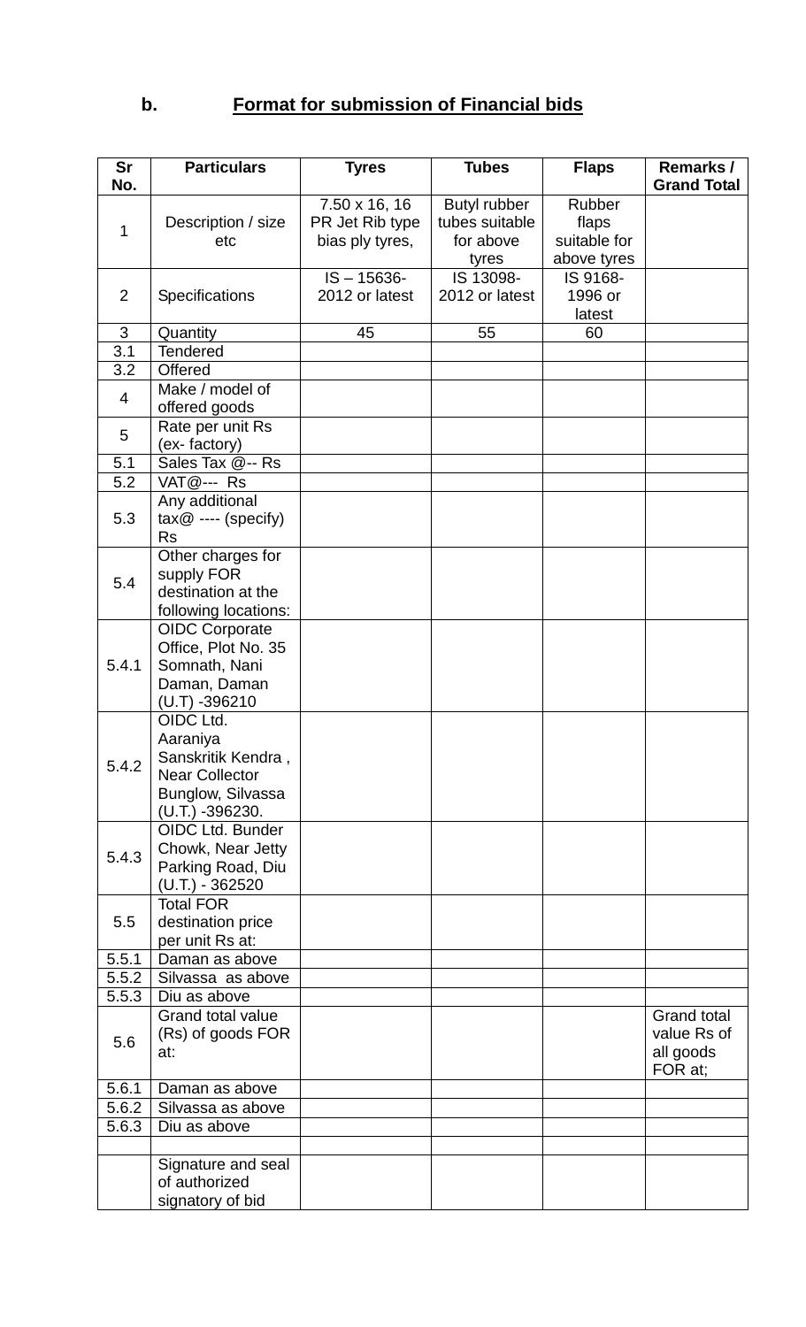## b. Format for submission of Financial bids

| Sr No. | Particulars | Tyres | Tubes | Flaps | Remarks / Grand Total |
|---|---|---|---|---|---|
| 1 | Description / size etc | 7.50 x 16, 16 PR Jet Rib type bias ply tyres, | Butyl rubber tubes suitable for above tyres | Rubber flaps suitable for above tyres | |
| 2 | Specifications | IS – 15636-2012 or latest | IS 13098-2012 or latest | IS 9168-1996 or latest | |
| 3 | Quantity | 45 | 55 | 60 | |
| 3.1 | Tendered | | | | |
| 3.2 | Offered | | | | |
| 4 | Make / model of offered goods | | | | |
| 5 | Rate per unit Rs (ex- factory) | | | | |
| 5.1 | Sales Tax @-- Rs | | | | |
| 5.2 | VAT@--- Rs | | | | |
| 5.3 | Any additional tax@ ---- (specify) Rs | | | | |
| 5.4 | Other charges for supply FOR destination at the following locations: | | | | |
| 5.4.1 | OIDC Corporate Office, Plot No. 35 Somnath, Nani Daman, Daman (U.T) -396210 | | | | |
| 5.4.2 | OIDC Ltd. Aaraniya Sanskritik Kendra , Near Collector Bunglow, Silvassa (U.T.) -396230. | | | | |
| 5.4.3 | OIDC Ltd. Bunder Chowk, Near Jetty Parking Road, Diu (U.T.) - 362520 | | | | |
| 5.5 | Total FOR destination price per unit Rs at: | | | | |
| 5.5.1 | Daman as above | | | | |
| 5.5.2 | Silvassa as above | | | | |
| 5.5.3 | Diu as above | | | | |
| 5.6 | Grand total value (Rs) of goods FOR at: | | | | Grand total value Rs of all goods FOR at; |
| 5.6.1 | Daman as above | | | | |
| 5.6.2 | Silvassa as above | | | | |
| 5.6.3 | Diu as above | | | | |
| | | | | | |
| | Signature and seal of authorized signatory of bid | | | | |